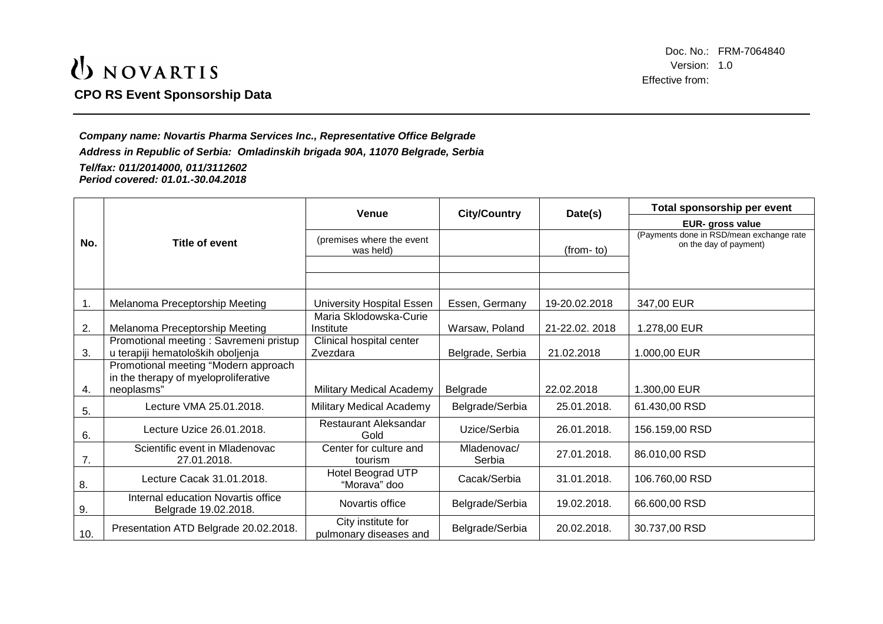NOVARTIS

**CPO RS Event Sponsorship Data**

Doc. No.: FRM-7064840
Version: 1.0
Effective from:

***Company name: Novartis Pharma Services Inc., Representative Office Belgrade***

***Address in Republic of Serbia: Omladinskih brigada 90A, 11070 Belgrade, Serbia***

***Tel/fax: 011/2014000, 011/3112602***

***Period covered: 01.01.-30.04.2018***

| No. | Title of event | Venue | City/Country | Date(s) | Total sponsorship per event |
|---|---|---|---|---|---|
| | | | | | **EUR- gross value** |
| | | (premises where the event was held) | | (from- to) | (Payments done in RSD/mean exchange rate on the day of payment) |
| 1. | Melanoma Preceptorship Meeting | University Hospital Essen | Essen, Germany | 19-20.02.2018 | 347,00 EUR |
| 2. | Melanoma Preceptorship Meeting | Maria Sklodowska-Curie Institute | Warsaw, Poland | 21-22.02. 2018 | 1.278,00 EUR |
| 3. | Promotional meeting : Savremeni pristup u terapiji hematoloških oboljenja | Clinical hospital center Zvezdara | Belgrade, Serbia | 21.02.2018 | 1.000,00 EUR |
| 4. | Promotional meeting "Modern approach in the therapy of myeloproliferative neoplasms" | Military Medical Academy | Belgrade | 22.02.2018 | 1.300,00 EUR |
| 5. | Lecture VMA 25.01.2018. | Military Medical Academy | Belgrade/Serbia | 25.01.2018. | 61.430,00 RSD |
| 6. | Lecture Uzice 26.01.2018. | Restaurant Aleksandar Gold | Uzice/Serbia | 26.01.2018. | 156.159,00 RSD |
| 7. | Scientific event in Mladenovac 27.01.2018. | Center for culture and tourism | Mladenovac/ Serbia | 27.01.2018. | 86.010,00 RSD |
| 8. | Lecture Cacak 31.01.2018. | Hotel Beograd UTP "Morava" doo | Cacak/Serbia | 31.01.2018. | 106.760,00 RSD |
| 9. | Internal education Novartis office Belgrade 19.02.2018. | Novartis office | Belgrade/Serbia | 19.02.2018. | 66.600,00 RSD |
| 10. | Presentation ATD Belgrade 20.02.2018. | City institute for pulmonary diseases and | Belgrade/Serbia | 20.02.2018. | 30.737,00 RSD |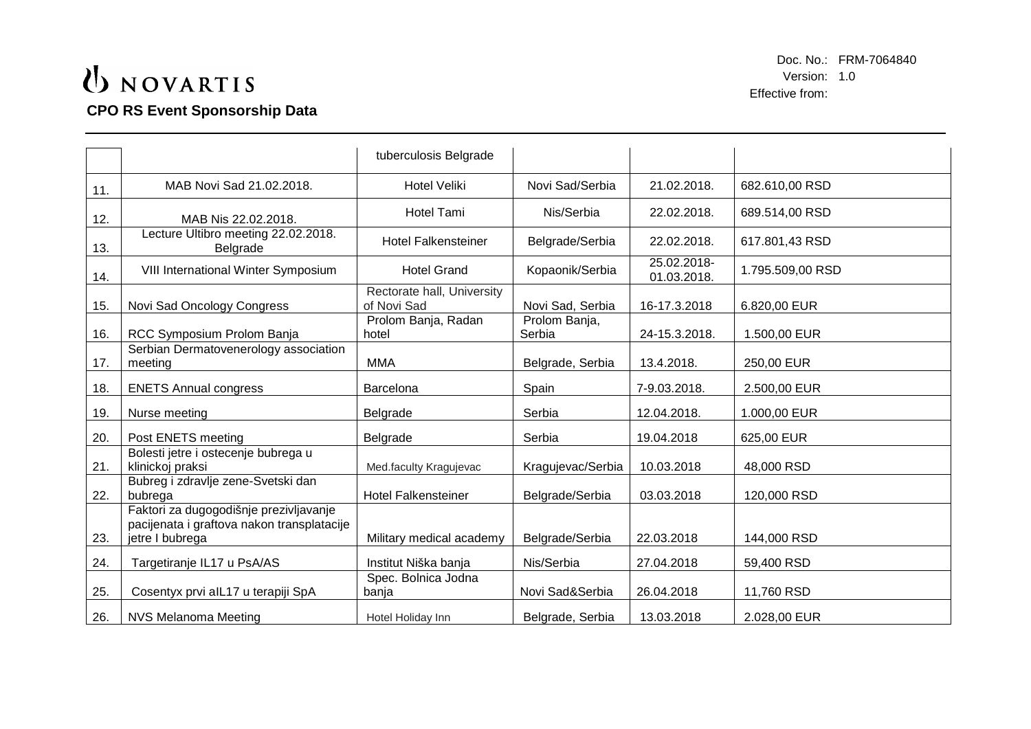| | | | | | |
|---|---|---|---|---|---|
| | | tuberculosis Belgrade | | | |
| 11. | MAB Novi Sad 21.02.2018. | Hotel Veliki | Novi Sad/Serbia | 21.02.2018. | 682.610,00 RSD |
| 12. | MAB Nis 22.02.2018. | Hotel Tami | Nis/Serbia | 22.02.2018. | 689.514,00 RSD |
| 13. | Lecture Ultibro meeting 22.02.2018. Belgrade | Hotel Falkensteiner | Belgrade/Serbia | 22.02.2018. | 617.801,43 RSD |
| 14. | VIII International Winter Symposium | Hotel Grand | Kopaonik/Serbia | 25.02.2018-01.03.2018. | 1.795.509,00 RSD |
| 15. | Novi Sad Oncology Congress | Rectorate hall, University of Novi Sad | Novi Sad, Serbia | 16-17.3.2018 | 6.820,00 EUR |
| 16. | RCC Symposium Prolom Banja | Prolom Banja, Radan hotel | Prolom Banja, Serbia | 24-15.3.2018. | 1.500,00 EUR |
| 17. | Serbian Dermatovenerology association meeting | MMA | Belgrade, Serbia | 13.4.2018. | 250,00 EUR |
| 18. | ENETS Annual congress | Barcelona | Spain | 7-9.03.2018. | 2.500,00 EUR |
| 19. | Nurse meeting | Belgrade | Serbia | 12.04.2018. | 1.000,00 EUR |
| 20. | Post ENETS meeting | Belgrade | Serbia | 19.04.2018 | 625,00 EUR |
| 21. | Bolesti jetre i ostecenje bubrega u klinickoj praksi | Med.faculty Kragujevac | Kragujevac/Serbia | 10.03.2018 | 48,000 RSD |
| 22. | Bubreg i zdravlje zene-Svetski dan bubrega | Hotel Falkensteiner | Belgrade/Serbia | 03.03.2018 | 120,000 RSD |
| 23. | Faktori za dugogodišnje prezivljavanje pacijenata i graftova nakon transplatacije jetre I bubrega | Military medical academy | Belgrade/Serbia | 22.03.2018 | 144,000 RSD |
| 24. | Targetiranje IL17 u PsA/AS | Institut Niška banja | Nis/Serbia | 27.04.2018 | 59,400 RSD |
| 25. | Cosentyx prvi aIL17 u terapiji SpA | Spec. Bolnica Jodna banja | Novi Sad&Serbia | 26.04.2018 | 11,760 RSD |
| 26. | NVS Melanoma Meeting | Hotel Holiday Inn | Belgrade, Serbia | 13.03.2018 | 2.028,00 EUR |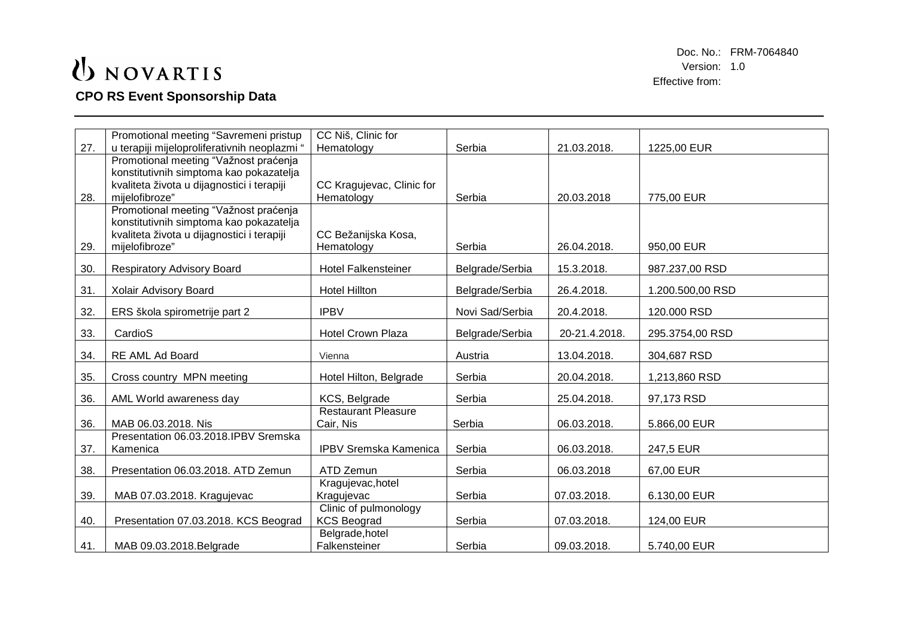# NOVARTIS

Doc. No.: FRM-7064840
Version: 1.0
Effective from:

## CPO RS Event Sponsorship Data

| | | | | | |
|---|---|---|---|---|---|
| 27. | Promotional meeting "Savremeni pristup u terapiji mijeloproliferativnih neoplazmi " | CC Niš, Clinic for Hematology | Serbia | 21.03.2018. | 1225,00 EUR |
| 28. | Promotional meeting "Važnost praćenja konstitutivnih simptoma kao pokazatelja kvaliteta života u dijagnostici i terapiji mijelofibroze" | CC Kragujevac, Clinic for Hematology | Serbia | 20.03.2018 | 775,00 EUR |
| 29. | Promotional meeting "Važnost praćenja konstitutivnih simptoma kao pokazatelja kvaliteta života u dijagnostici i terapiji mijelofibroze" | CC Bežanijska Kosa, Hematology | Serbia | 26.04.2018. | 950,00 EUR |
| 30. | Respiratory Advisory Board | Hotel Falkensteiner | Belgrade/Serbia | 15.3.2018. | 987.237,00 RSD |
| 31. | Xolair Advisory Board | Hotel Hillton | Belgrade/Serbia | 26.4.2018. | 1.200.500,00 RSD |
| 32. | ERS škola spirometrije part 2 | IPBV | Novi Sad/Serbia | 20.4.2018. | 120.000 RSD |
| 33. | CardioS | Hotel Crown Plaza | Belgrade/Serbia | 20-21.4.2018. | 295.3754,00 RSD |
| 34. | RE AML Ad Board | Vienna | Austria | 13.04.2018. | 304,687 RSD |
| 35. | Cross country MPN meeting | Hotel Hilton, Belgrade | Serbia | 20.04.2018. | 1,213,860 RSD |
| 36. | AML World awareness day | KCS, Belgrade | Serbia | 25.04.2018. | 97,173 RSD |
| 36. | MAB 06.03.2018. Nis | Restaurant Pleasure Cair, Nis | Serbia | 06.03.2018. | 5.866,00 EUR |
| 37. | Presentation 06.03.2018.IPBV Sremska Kamenica | IPBV Sremska Kamenica | Serbia | 06.03.2018. | 247,5 EUR |
| 38. | Presentation 06.03.2018. ATD Zemun | ATD Zemun | Serbia | 06.03.2018 | 67,00 EUR |
| 39. | MAB 07.03.2018. Kragujevac | Kragujevac,hotel Kragujevac | Serbia | 07.03.2018. | 6.130,00 EUR |
| 40. | Presentation 07.03.2018. KCS Beograd | Clinic of pulmonology KCS Beograd | Serbia | 07.03.2018. | 124,00 EUR |
| 41. | MAB 09.03.2018.Belgrade | Belgrade,hotel Falkensteiner | Serbia | 09.03.2018. | 5.740,00 EUR |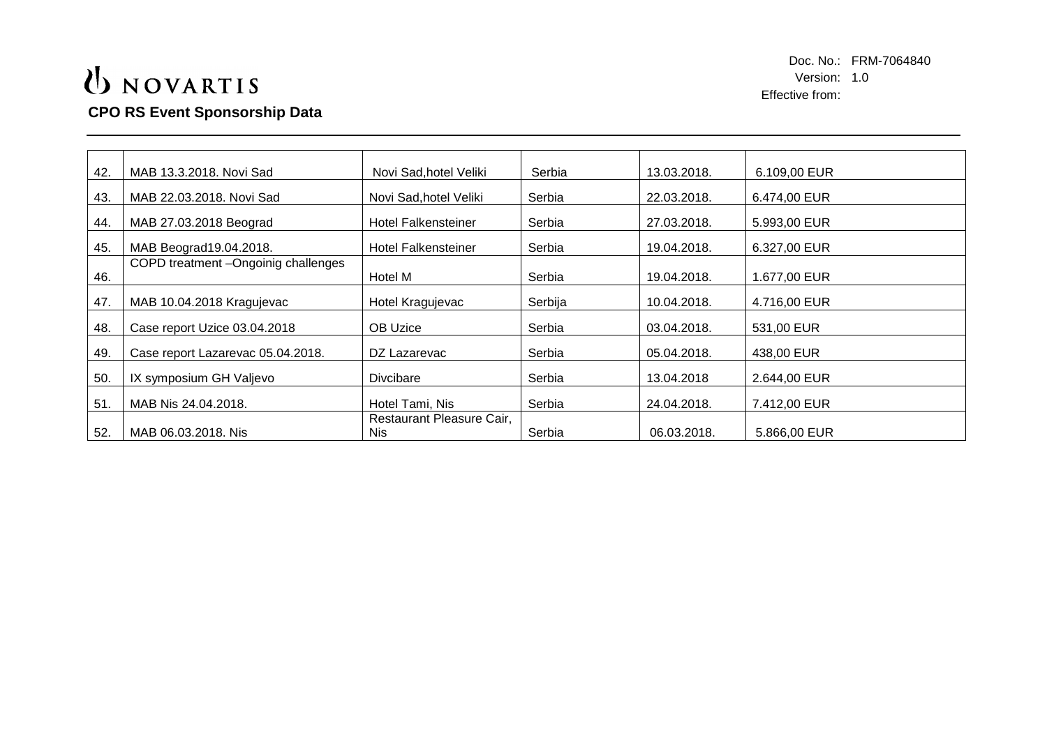| | | | | | |
|---|---|---|---|---|---|
| 42. | MAB 13.3.2018. Novi Sad | Novi Sad,hotel Veliki | Serbia | 13.03.2018. | 6.109,00 EUR |
| 43. | MAB 22.03.2018. Novi Sad | Novi Sad,hotel Veliki | Serbia | 22.03.2018. | 6.474,00 EUR |
| 44. | MAB 27.03.2018 Beograd | Hotel Falkensteiner | Serbia | 27.03.2018. | 5.993,00 EUR |
| 45. | MAB Beograd19.04.2018. | Hotel Falkensteiner | Serbia | 19.04.2018. | 6.327,00 EUR |
| 46. | COPD treatment –Ongoinig challenges | Hotel M | Serbia | 19.04.2018. | 1.677,00 EUR |
| 47. | MAB 10.04.2018 Kragujevac | Hotel Kragujevac | Serbija | 10.04.2018. | 4.716,00 EUR |
| 48. | Case report Uzice 03.04.2018 | OB Uzice | Serbia | 03.04.2018. | 531,00 EUR |
| 49. | Case report Lazarevac 05.04.2018. | DZ Lazarevac | Serbia | 05.04.2018. | 438,00 EUR |
| 50. | IX symposium GH Valjevo | Divcibare | Serbia | 13.04.2018 | 2.644,00 EUR |
| 51. | MAB Nis 24.04.2018. | Hotel Tami, Nis | Serbia | 24.04.2018. | 7.412,00 EUR |
| 52. | MAB 06.03.2018. Nis | Restaurant Pleasure Cair, Nis | Serbia | 06.03.2018. | 5.866,00 EUR |